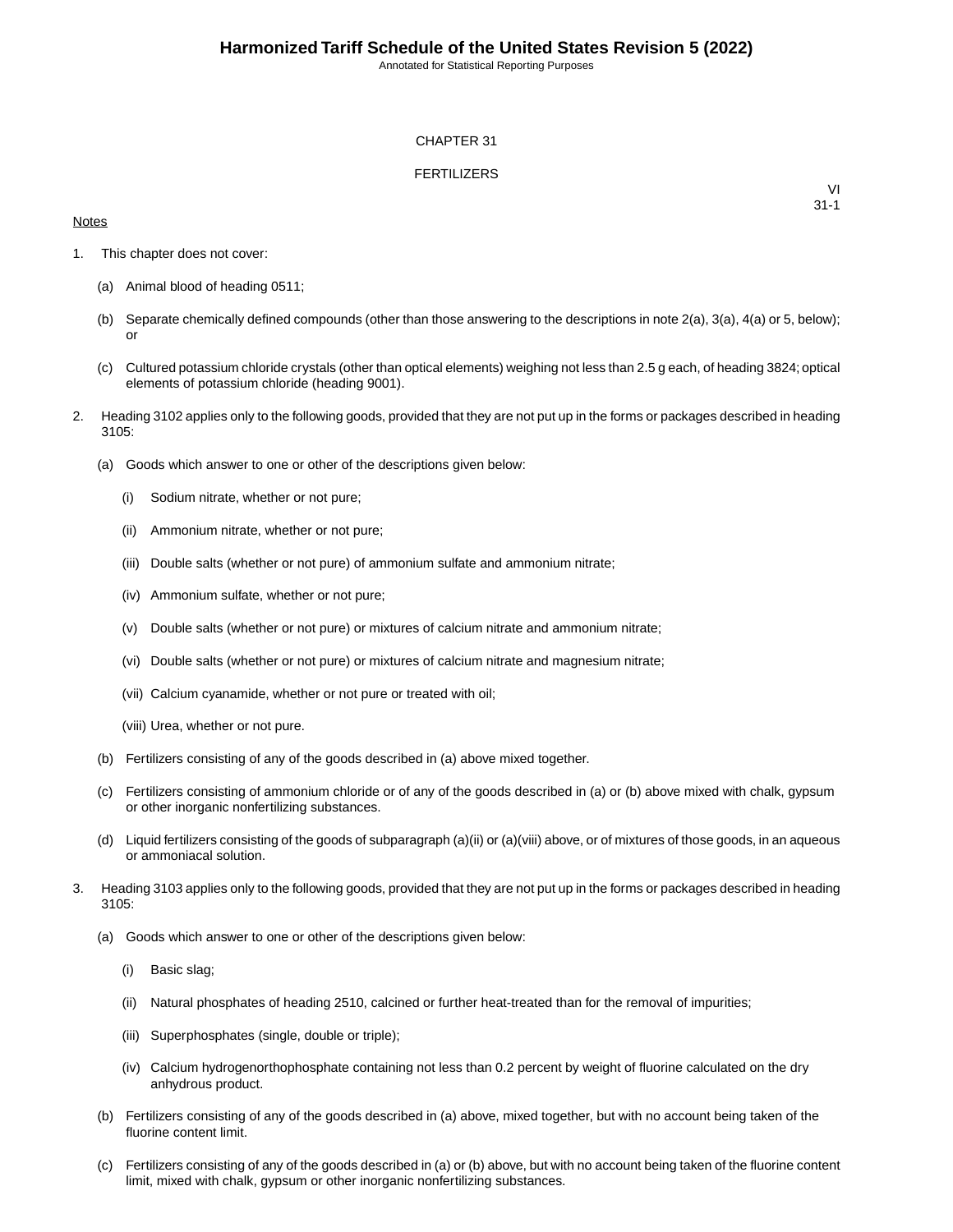# CHAPTER 31

## FERTILIZERS

VI
31-1

Notes

1. This chapter does not cover:

   (a) Animal blood of heading 0511;

   (b) Separate chemically defined compounds (other than those answering to the descriptions in note 2(a), 3(a), 4(a) or 5, below); or

   (c) Cultured potassium chloride crystals (other than optical elements) weighing not less than 2.5 g each, of heading 3824; optical elements of potassium chloride (heading 9001).

2. Heading 3102 applies only to the following goods, provided that they are not put up in the forms or packages described in heading 3105:

   (a) Goods which answer to one or other of the descriptions given below:

      (i) Sodium nitrate, whether or not pure;

      (ii) Ammonium nitrate, whether or not pure;

      (iii) Double salts (whether or not pure) of ammonium sulfate and ammonium nitrate;

      (iv) Ammonium sulfate, whether or not pure;

      (v) Double salts (whether or not pure) or mixtures of calcium nitrate and ammonium nitrate;

      (vi) Double salts (whether or not pure) or mixtures of calcium nitrate and magnesium nitrate;

      (vii) Calcium cyanamide, whether or not pure or treated with oil;

      (viii) Urea, whether or not pure.

   (b) Fertilizers consisting of any of the goods described in (a) above mixed together.

   (c) Fertilizers consisting of ammonium chloride or of any of the goods described in (a) or (b) above mixed with chalk, gypsum or other inorganic nonfertilizing substances.

   (d) Liquid fertilizers consisting of the goods of subparagraph (a)(ii) or (a)(viii) above, or of mixtures of those goods, in an aqueous or ammoniacal solution.

3. Heading 3103 applies only to the following goods, provided that they are not put up in the forms or packages described in heading 3105:

   (a) Goods which answer to one or other of the descriptions given below:

      (i) Basic slag;

      (ii) Natural phosphates of heading 2510, calcined or further heat-treated than for the removal of impurities;

      (iii) Superphosphates (single, double or triple);

      (iv) Calcium hydrogenorthophosphate containing not less than 0.2 percent by weight of fluorine calculated on the dry anhydrous product.

   (b) Fertilizers consisting of any of the goods described in (a) above, mixed together, but with no account being taken of the fluorine content limit.

   (c) Fertilizers consisting of any of the goods described in (a) or (b) above, but with no account being taken of the fluorine content limit, mixed with chalk, gypsum or other inorganic nonfertilizing substances.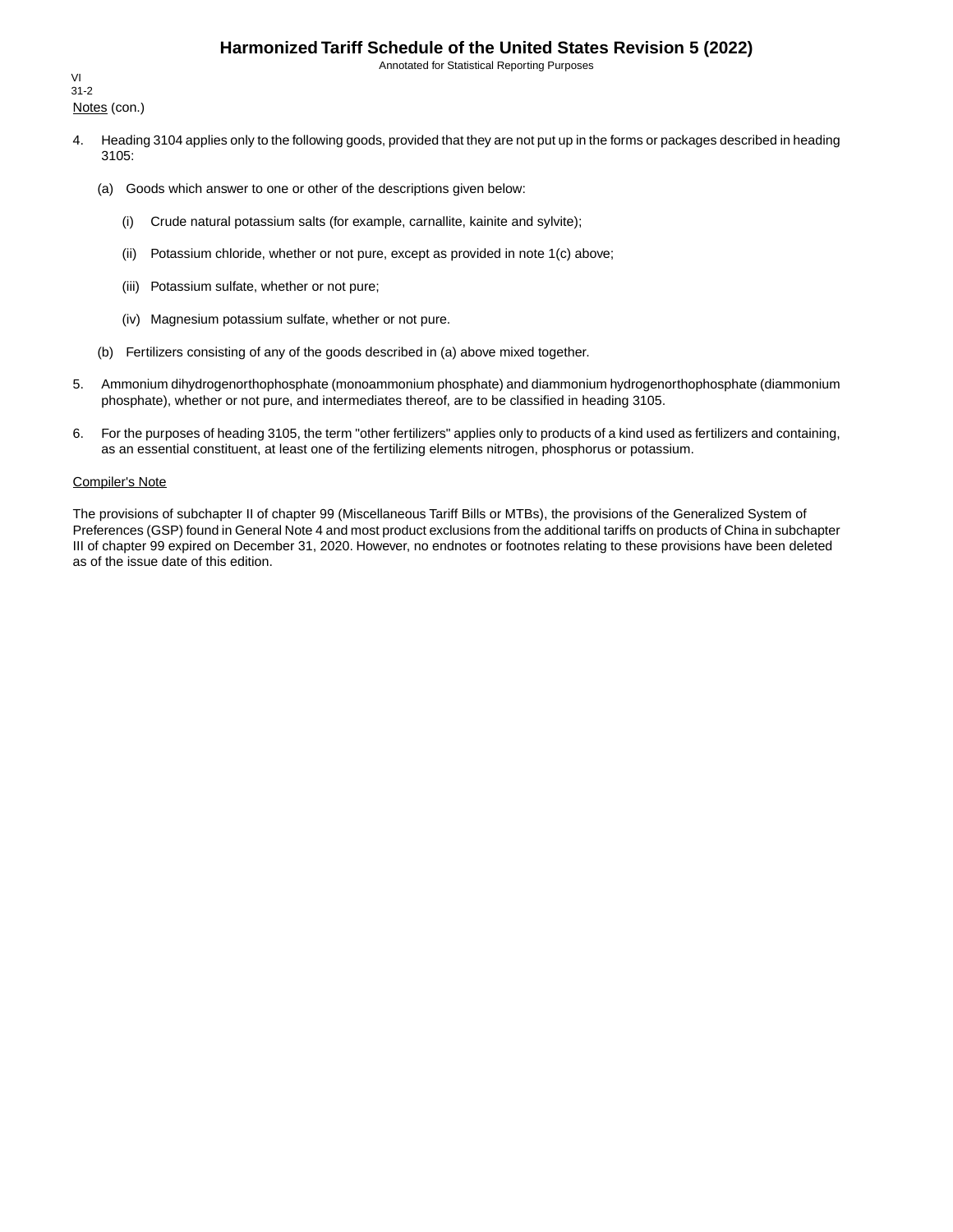Notes (con.)

4. Heading 3104 applies only to the following goods, provided that they are not put up in the forms or packages described in heading 3105:

   (a) Goods which answer to one or other of the descriptions given below:

      (i) Crude natural potassium salts (for example, carnallite, kainite and sylvite);

      (ii) Potassium chloride, whether or not pure, except as provided in note 1(c) above;

      (iii) Potassium sulfate, whether or not pure;

      (iv) Magnesium potassium sulfate, whether or not pure.

   (b) Fertilizers consisting of any of the goods described in (a) above mixed together.

5. Ammonium dihydrogenorthophosphate (monoammonium phosphate) and diammonium hydrogenorthophosphate (diammonium phosphate), whether or not pure, and intermediates thereof, are to be classified in heading 3105.

6. For the purposes of heading 3105, the term "other fertilizers" applies only to products of a kind used as fertilizers and containing, as an essential constituent, at least one of the fertilizing elements nitrogen, phosphorus or potassium.

Compiler's Note

The provisions of subchapter II of chapter 99 (Miscellaneous Tariff Bills or MTBs), the provisions of the Generalized System of Preferences (GSP) found in General Note 4 and most product exclusions from the additional tariffs on products of China in subchapter III of chapter 99 expired on December 31, 2020. However, no endnotes or footnotes relating to these provisions have been deleted as of the issue date of this edition.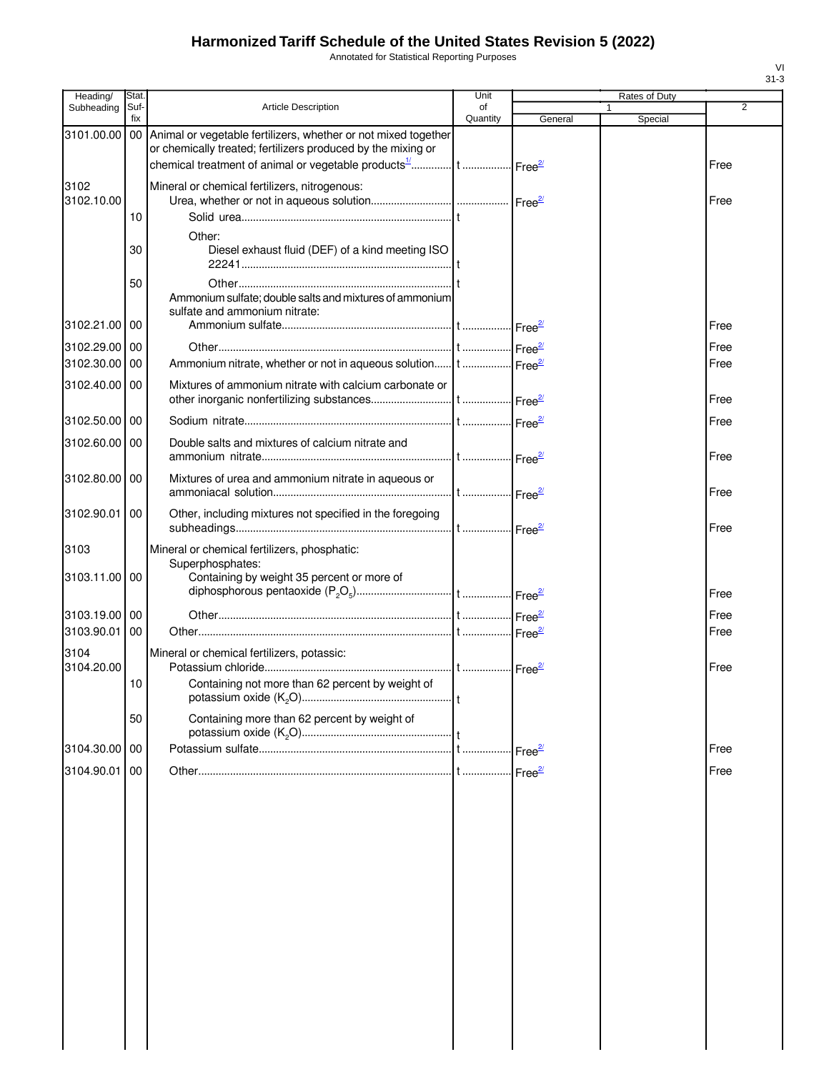# Harmonized Tariff Schedule of the United States Revision 5 (2022)

Annotated for Statistical Reporting Purposes

| Heading/ Subheading | Stat. Suf- fix | Article Description | Unit of Quantity | Rates of Duty 1 General | Special | 2 |
|---|---|---|---|---|---|---|
| 3101.00.00 | 00 | Animal or vegetable fertilizers, whether or not mixed together or chemically treated; fertilizers produced by the mixing or chemical treatment of animal or vegetable products[1/] | t | Free[2/] | | Free |
| 3102 | | Mineral or chemical fertilizers, nitrogenous: | | | | |
| 3102.10.00 | | Urea, whether or not in aqueous solution | | Free[2/] | | Free |
| | 10 | Solid urea | t | | | |
| | | Other: | | | | |
| | 30 | Diesel exhaust fluid (DEF) of a kind meeting ISO 22241 | t | | | |
| | 50 | Other | t | | | |
| | | Ammonium sulfate; double salts and mixtures of ammonium sulfate and ammonium nitrate: | | | | |
| 3102.21.00 | 00 | Ammonium sulfate | t | Free[2/] | | Free |
| 3102.29.00 | 00 | Other | t | Free[2/] | | Free |
| 3102.30.00 | 00 | Ammonium nitrate, whether or not in aqueous solution | t | Free[2/] | | Free |
| 3102.40.00 | 00 | Mixtures of ammonium nitrate with calcium carbonate or other inorganic nonfertilizing substances | t | Free[2/] | | Free |
| 3102.50.00 | 00 | Sodium nitrate | t | Free[2/] | | Free |
| 3102.60.00 | 00 | Double salts and mixtures of calcium nitrate and ammonium nitrate | t | Free[2/] | | Free |
| 3102.80.00 | 00 | Mixtures of urea and ammonium nitrate in aqueous or ammoniacal solution | t | Free[2/] | | Free |
| 3102.90.01 | 00 | Other, including mixtures not specified in the foregoing subheadings | t | Free[2/] | | Free |
| 3103 | | Mineral or chemical fertilizers, phosphatic: | | | | |
| | | Superphosphates: | | | | |
| 3103.11.00 | 00 | Containing by weight 35 percent or more of diphosphorous pentaoxide ($P_2O_5$) | t | Free[2/] | | Free |
| 3103.19.00 | 00 | Other | t | Free[2/] | | Free |
| 3103.90.01 | 00 | Other | t | Free[2/] | | Free |
| 3104 | | Mineral or chemical fertilizers, potassic: | | | | |
| 3104.20.00 | | Potassium chloride | t | Free[2/] | | Free |
| | 10 | Containing not more than 62 percent by weight of potassium oxide ($K_2O$) | t | | | |
| | 50 | Containing more than 62 percent by weight of potassium oxide ($K_2O$) | t | | | |
| 3104.30.00 | 00 | Potassium sulfate | t | Free[2/] | | Free |
| 3104.90.01 | 00 | Other | t | Free[2/] | | Free |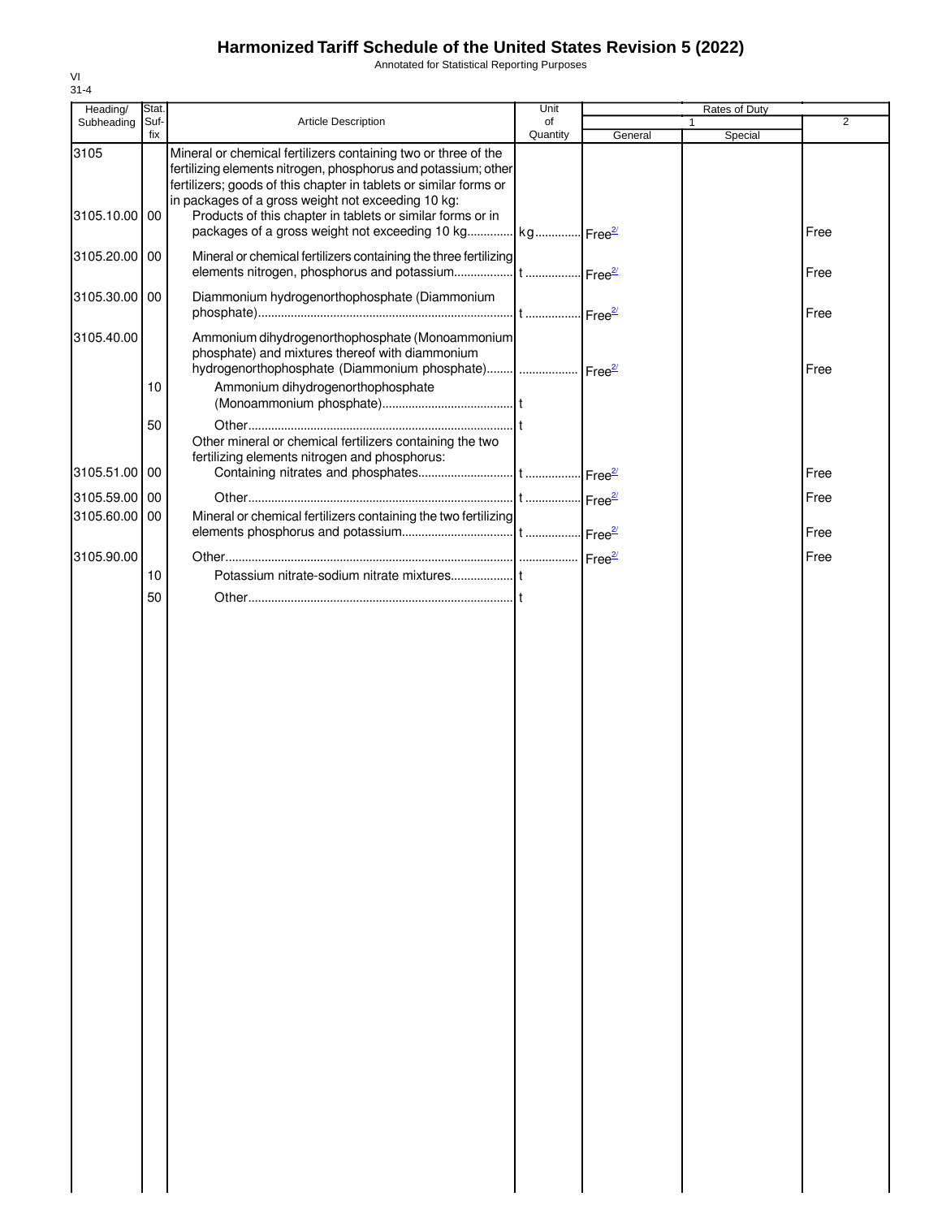# Harmonized Tariff Schedule of the United States Revision 5 (2022)

Annotated for Statistical Reporting Purposes

VI
31-4

| Heading/ Subheading | Stat. Suf- fix | Article Description | Unit of Quantity | Rates of Duty 1 General | Special | 2 |
|---|---|---|---|---|---|---|
| 3105 | | Mineral or chemical fertilizers containing two or three of the fertilizing elements nitrogen, phosphorus and potassium; other fertilizers; goods of this chapter in tablets or similar forms or in packages of a gross weight not exceeding 10 kg: | | | | |
| 3105.10.00 | 00 | Products of this chapter in tablets or similar forms or in packages of a gross weight not exceeding 10 kg | kg | Free[2/] | | Free |
| 3105.20.00 | 00 | Mineral or chemical fertilizers containing the three fertilizing elements nitrogen, phosphorus and potassium | t | Free[2/] | | Free |
| 3105.30.00 | 00 | Diammonium hydrogenorthophosphate (Diammonium phosphate) | t | Free[2/] | | Free |
| 3105.40.00 | | Ammonium dihydrogenorthophosphate (Monoammonium phosphate) and mixtures thereof with diammonium hydrogenorthophosphate (Diammonium phosphate) | | Free[2/] | | Free |
| | 10 | Ammonium dihydrogenorthophosphate (Monoammonium phosphate) | t | | | |
| | 50 | Other | t | | | |
| | | Other mineral or chemical fertilizers containing the two fertilizing elements nitrogen and phosphorus: | | | | |
| 3105.51.00 | 00 | Containing nitrates and phosphates | t | Free[2/] | | Free |
| 3105.59.00 | 00 | Other | t | Free[2/] | | Free |
| 3105.60.00 | 00 | Mineral or chemical fertilizers containing the two fertilizing elements phosphorus and potassium | t | Free[2/] | | Free |
| 3105.90.00 | | Other | | Free[2/] | | Free |
| | 10 | Potassium nitrate-sodium nitrate mixtures | t | | | |
| | 50 | Other | t | | | |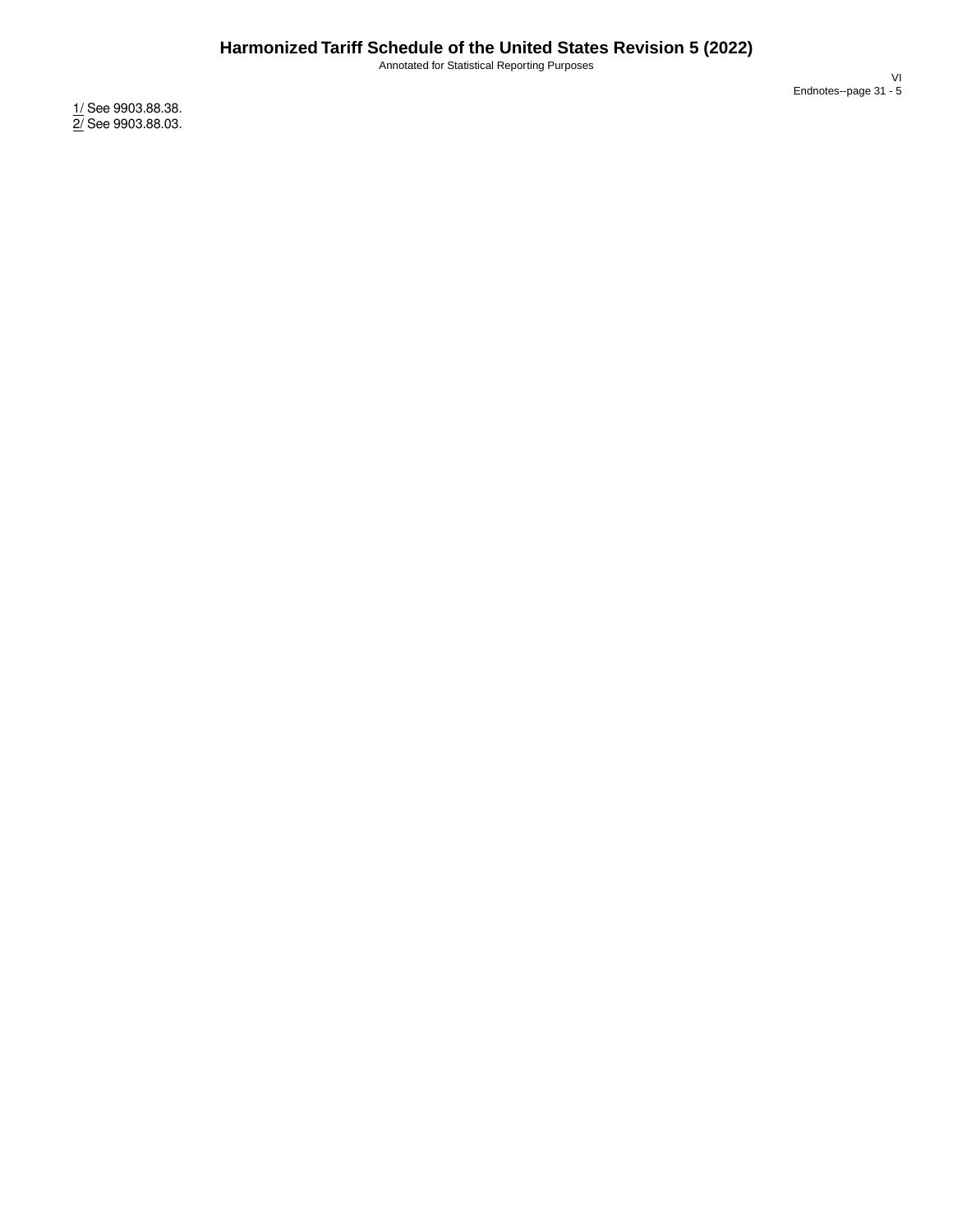1/ See 9903.88.38.
2/ See 9903.88.03.